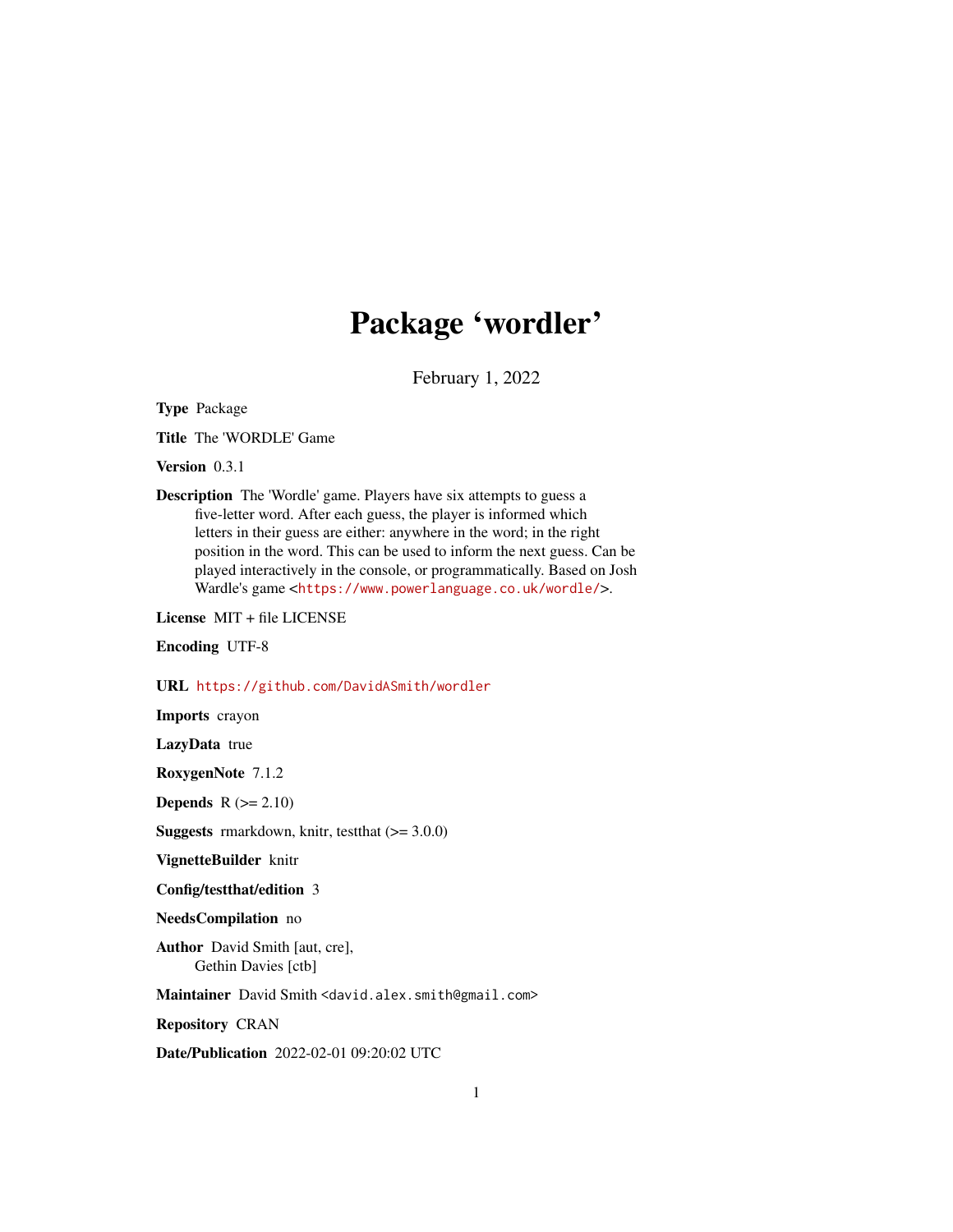# Package 'wordler'

February 1, 2022

**Type** Package

**Title** The 'WORDLE' Game

**Version** 0.3.1

**Description** The 'Wordle' game. Players have six attempts to guess a five-letter word. After each guess, the player is informed which letters in their guess are either: anywhere in the word; in the right position in the word. This can be used to inform the next guess. Can be played interactively in the console, or programmatically. Based on Josh Wardle's game <https://www.powerlanguage.co.uk/wordle/>.

**License** MIT + file LICENSE

**Encoding** UTF-8

**URL** https://github.com/DavidASmith/wordler

**Imports** crayon

**LazyData** true

**RoxygenNote** 7.1.2

**Depends** R (>= 2.10)

**Suggests** rmarkdown, knitr, testthat (>= 3.0.0)

**VignetteBuilder** knitr

**Config/testthat/edition** 3

**NeedsCompilation** no

**Author** David Smith [aut, cre], Gethin Davies [ctb]

**Maintainer** David Smith <david.alex.smith@gmail.com>

**Repository** CRAN

**Date/Publication** 2022-02-01 09:20:02 UTC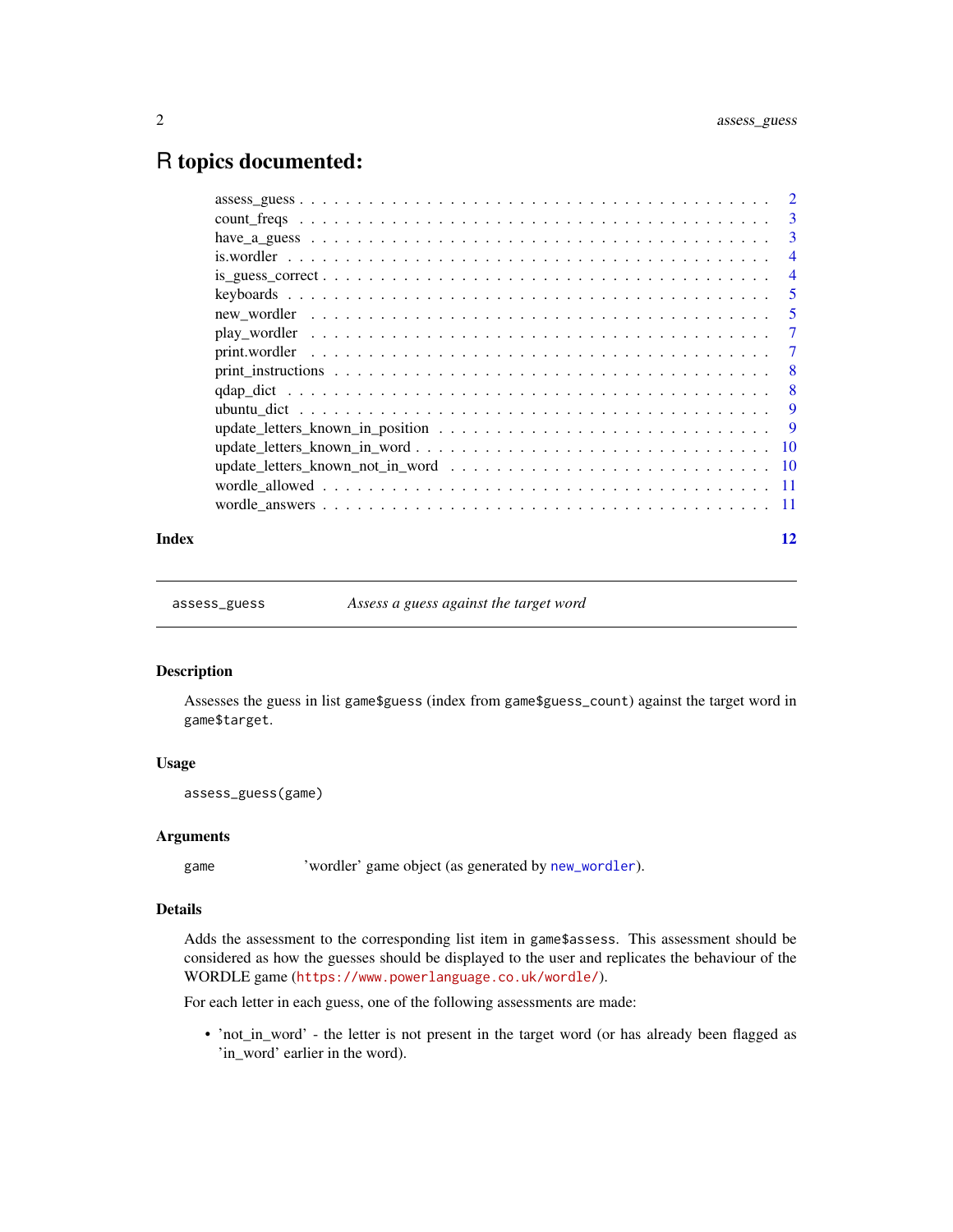# R topics documented:

| | |
|---|---|
| assess_guess | 2 |
| count_freqs | 3 |
| have_a_guess | 3 |
| is.wordler | 4 |
| is_guess_correct | 4 |
| keyboards | 5 |
| new_wordler | 5 |
| play_wordler | 7 |
| print.wordler | 7 |
| print_instructions | 8 |
| qdap_dict | 8 |
| ubuntu_dict | 9 |
| update_letters_known_in_position | 9 |
| update_letters_known_in_word | 10 |
| update_letters_known_not_in_word | 10 |
| wordle_allowed | 11 |
| wordle_answers | 11 |

**Index** **12**

---

`assess_guess` *Assess a guess against the target word*

---

## Description

Assesses the guess in list `game$guess` (index from `game$guess_count`) against the target word in `game$target`.

## Usage

```
assess_guess(game)
```

## Arguments

`game` 'wordler' game object (as generated by `new_wordler`).

## Details

Adds the assessment to the corresponding list item in `game$assess`. This assessment should be considered as how the guesses should be displayed to the user and replicates the behaviour of the WORDLE game (`https://www.powerlanguage.co.uk/wordle/`).

For each letter in each guess, one of the following assessments are made:

- 'not_in_word' - the letter is not present in the target word (or has already been flagged as 'in_word' earlier in the word).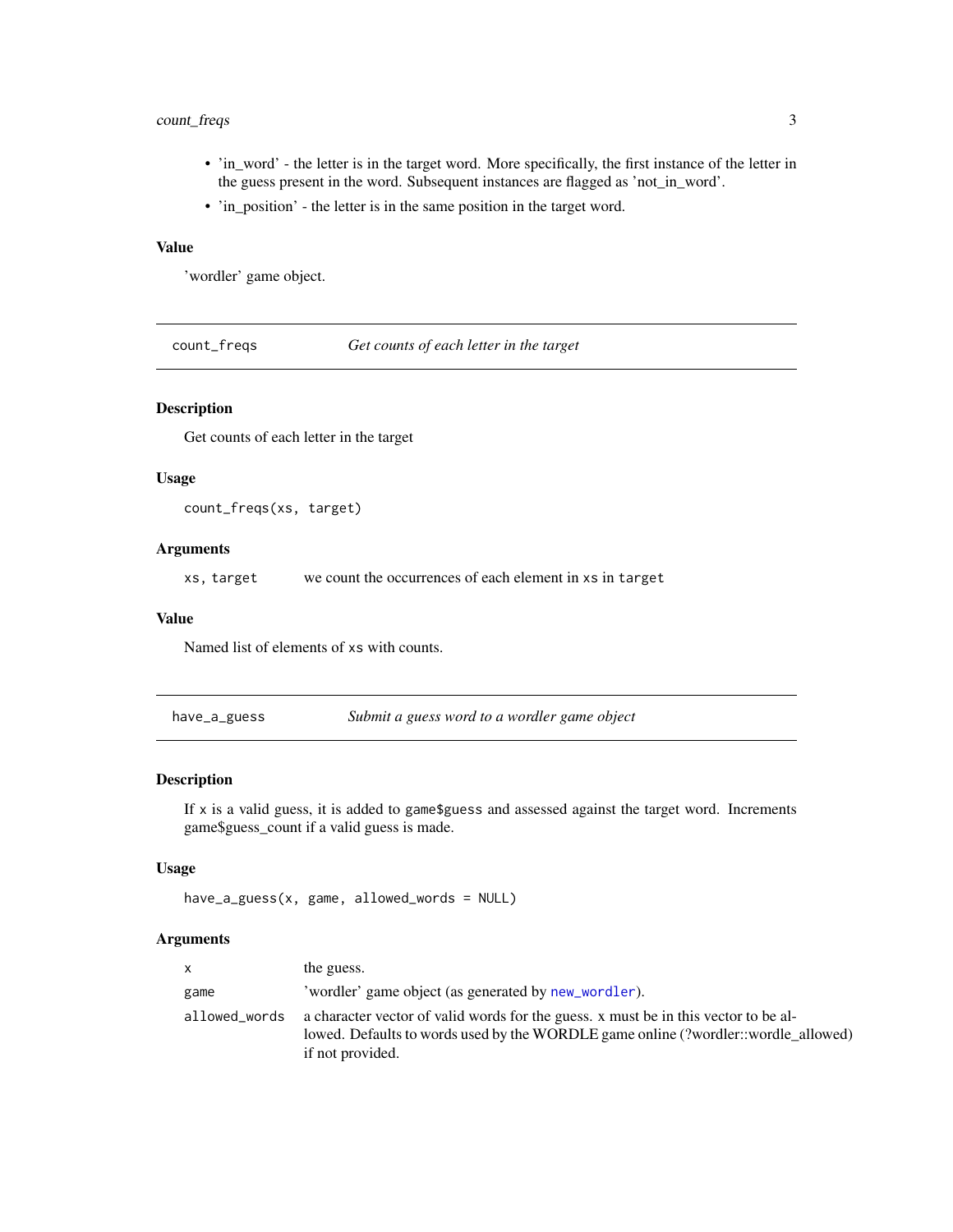- 'in_word' - the letter is in the target word. More specifically, the first instance of the letter in the guess present in the word. Subsequent instances are flagged as 'not_in_word'.
- 'in_position' - the letter is in the same position in the target word.

### Value

'wordler' game object.

## count_freqs — *Get counts of each letter in the target*

### Description

Get counts of each letter in the target

### Usage

```
count_freqs(xs, target)
```

### Arguments

| | |
|---|---|
| `xs, target` | we count the occurrences of each element in `xs` in `target` |

### Value

Named list of elements of `xs` with counts.

## have_a_guess — *Submit a guess word to a wordler game object*

### Description

If `x` is a valid guess, it is added to `game$guess` and assessed against the target word. Increments game$guess_count if a valid guess is made.

### Usage

```
have_a_guess(x, game, allowed_words = NULL)
```

### Arguments

| | |
|---|---|
| `x` | the guess. |
| `game` | 'wordler' game object (as generated by `new_wordler`). |
| `allowed_words` | a character vector of valid words for the guess. x must be in this vector to be allowed. Defaults to words used by the WORDLE game online (?wordler::wordle_allowed) if not provided. |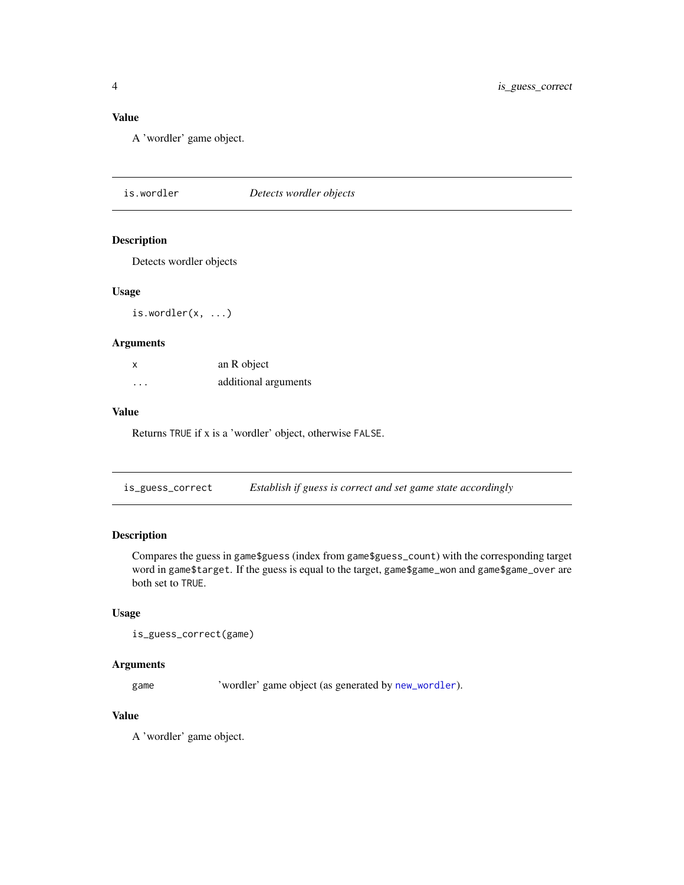### Value

A 'wordler' game object.

## is.wordler — *Detects wordler objects*

### Description

Detects wordler objects

### Usage

```
is.wordler(x, ...)
```

### Arguments

| | |
|---|---|
| `x` | an R object |
| `...` | additional arguments |

### Value

Returns `TRUE` if x is a 'wordler' object, otherwise `FALSE`.

## is_guess_correct — *Establish if guess is correct and set game state accordingly*

### Description

Compares the guess in `game$guess` (index from `game$guess_count`) with the corresponding target word in `game$target`. If the guess is equal to the target, `game$game_won` and `game$game_over` are both set to `TRUE`.

### Usage

```
is_guess_correct(game)
```

### Arguments

| | |
|---|---|
| `game` | 'wordler' game object (as generated by `new_wordler`). |

### Value

A 'wordler' game object.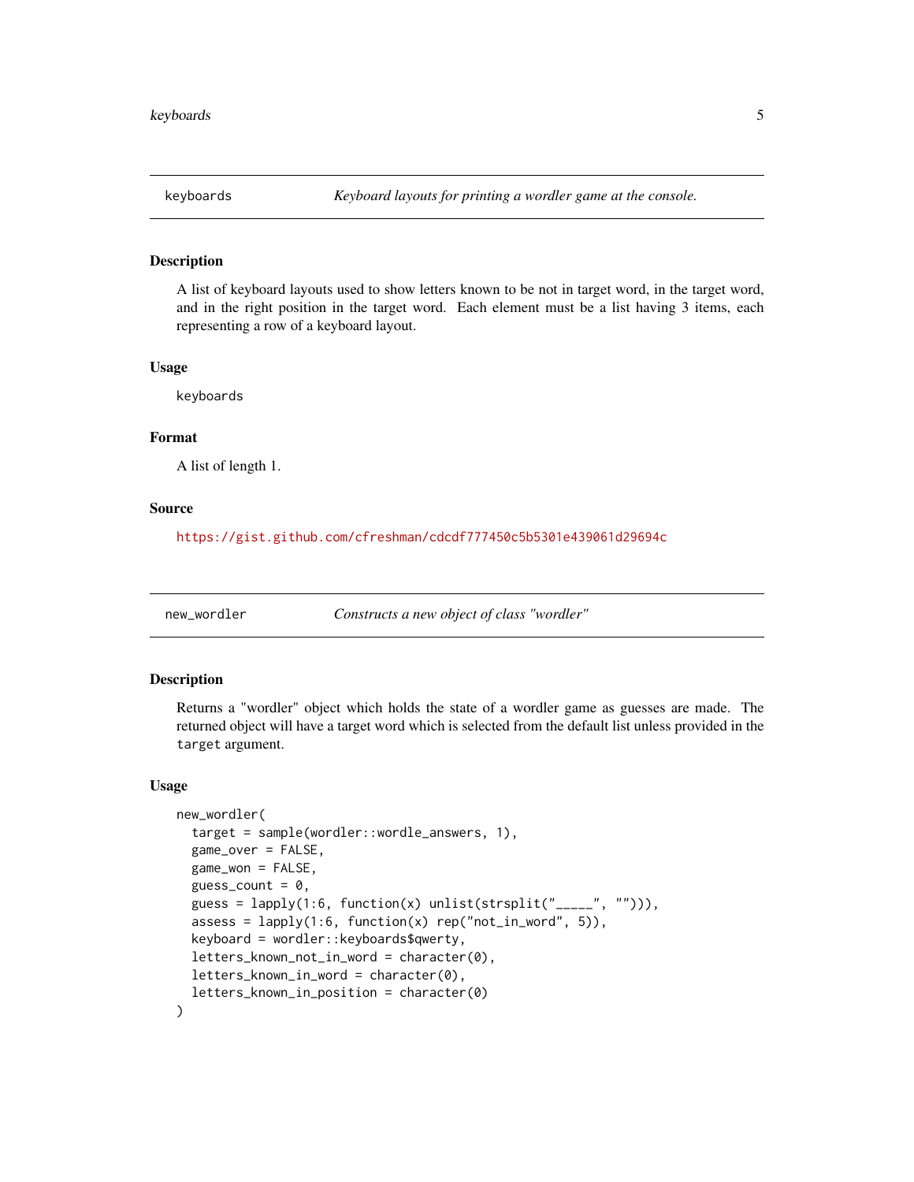## keyboards — *Keyboard layouts for printing a wordler game at the console.*

### Description

A list of keyboard layouts used to show letters known to be not in target word, in the target word, and in the right position in the target word. Each element must be a list having 3 items, each representing a row of a keyboard layout.

### Usage

```
keyboards
```

### Format

A list of length 1.

### Source

https://gist.github.com/cfreshman/cdcdf777450c5b5301e439061d29694c

## new_wordler — *Constructs a new object of class "wordler"*

### Description

Returns a "wordler" object which holds the state of a wordler game as guesses are made. The returned object will have a target word which is selected from the default list unless provided in the `target` argument.

### Usage

```
new_wordler(
  target = sample(wordler::wordle_answers, 1),
  game_over = FALSE,
  game_won = FALSE,
  guess_count = 0,
  guess = lapply(1:6, function(x) unlist(strsplit("_____", ""))),
  assess = lapply(1:6, function(x) rep("not_in_word", 5)),
  keyboard = wordler::keyboards$qwerty,
  letters_known_not_in_word = character(0),
  letters_known_in_word = character(0),
  letters_known_in_position = character(0)
)
```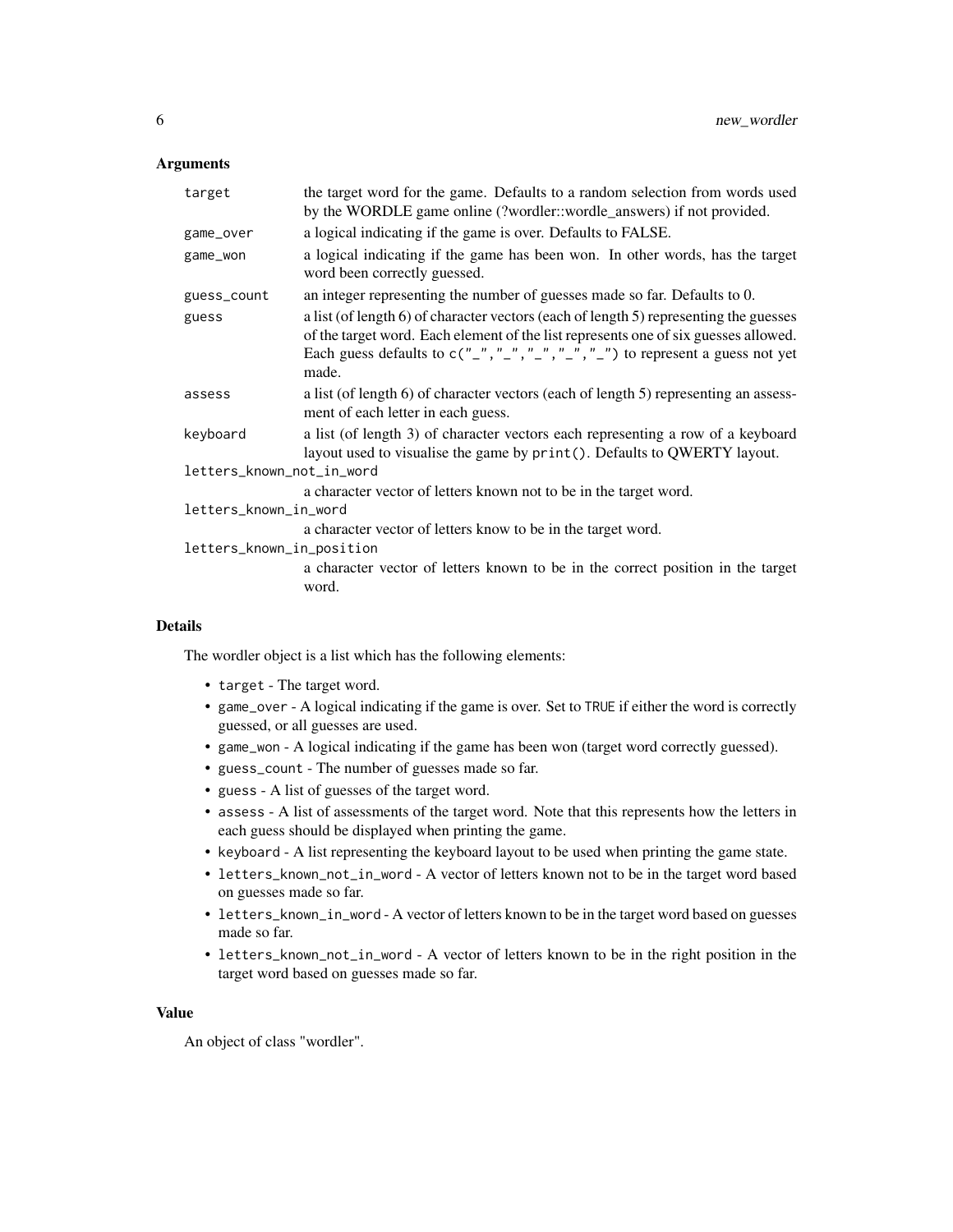### Arguments

| | |
|---|---|
| `target` | the target word for the game. Defaults to a random selection from words used by the WORDLE game online (?wordler::wordle_answers) if not provided. |
| `game_over` | a logical indicating if the game is over. Defaults to FALSE. |
| `game_won` | a logical indicating if the game has been won. In other words, has the target word been correctly guessed. |
| `guess_count` | an integer representing the number of guesses made so far. Defaults to 0. |
| `guess` | a list (of length 6) of character vectors (each of length 5) representing the guesses of the target word. Each element of the list represents one of six guesses allowed. Each guess defaults to `c("_","_","_","_","_")` to represent a guess not yet made. |
| `assess` | a list (of length 6) of character vectors (each of length 5) representing an assessment of each letter in each guess. |
| `keyboard` | a list (of length 3) of character vectors each representing a row of a keyboard layout used to visualise the game by `print()`. Defaults to QWERTY layout. |
| `letters_known_not_in_word` | a character vector of letters known not to be in the target word. |
| `letters_known_in_word` | a character vector of letters know to be in the target word. |
| `letters_known_in_position` | a character vector of letters known to be in the correct position in the target word. |

### Details

The wordler object is a list which has the following elements:

- `target` - The target word.
- `game_over` - A logical indicating if the game is over. Set to `TRUE` if either the word is correctly guessed, or all guesses are used.
- `game_won` - A logical indicating if the game has been won (target word correctly guessed).
- `guess_count` - The number of guesses made so far.
- `guess` - A list of guesses of the target word.
- `assess` - A list of assessments of the target word. Note that this represents how the letters in each guess should be displayed when printing the game.
- `keyboard` - A list representing the keyboard layout to be used when printing the game state.
- `letters_known_not_in_word` - A vector of letters known not to be in the target word based on guesses made so far.
- `letters_known_in_word` - A vector of letters known to be in the target word based on guesses made so far.
- `letters_known_not_in_word` - A vector of letters known to be in the right position in the target word based on guesses made so far.

### Value

An object of class "wordler".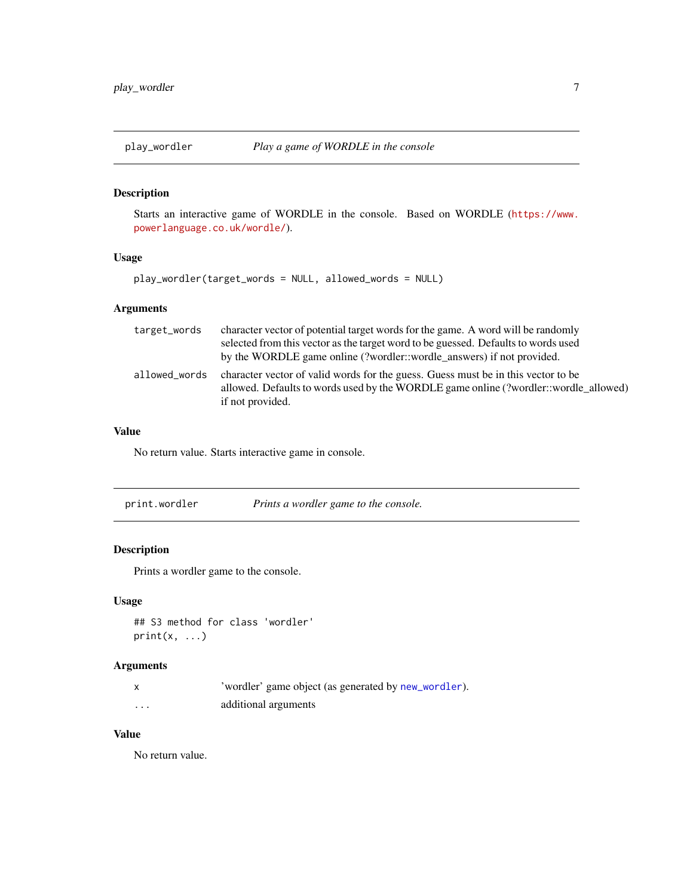## play_wordler *Play a game of WORDLE in the console*

### Description

Starts an interactive game of WORDLE in the console. Based on WORDLE (https://www.powerlanguage.co.uk/wordle/).

### Usage

```
play_wordler(target_words = NULL, allowed_words = NULL)
```

### Arguments

| | |
|---|---|
| `target_words` | character vector of potential target words for the game. A word will be randomly selected from this vector as the target word to be guessed. Defaults to words used by the WORDLE game online (?wordler::wordle_answers) if not provided. |
| `allowed_words` | character vector of valid words for the guess. Guess must be in this vector to be allowed. Defaults to words used by the WORDLE game online (?wordler::wordle_allowed) if not provided. |

### Value

No return value. Starts interactive game in console.

## print.wordler *Prints a wordler game to the console.*

### Description

Prints a wordler game to the console.

### Usage

```
## S3 method for class 'wordler'
print(x, ...)
```

### Arguments

| | |
|---|---|
| `x` | 'wordler' game object (as generated by `new_wordler`). |
| `...` | additional arguments |

### Value

No return value.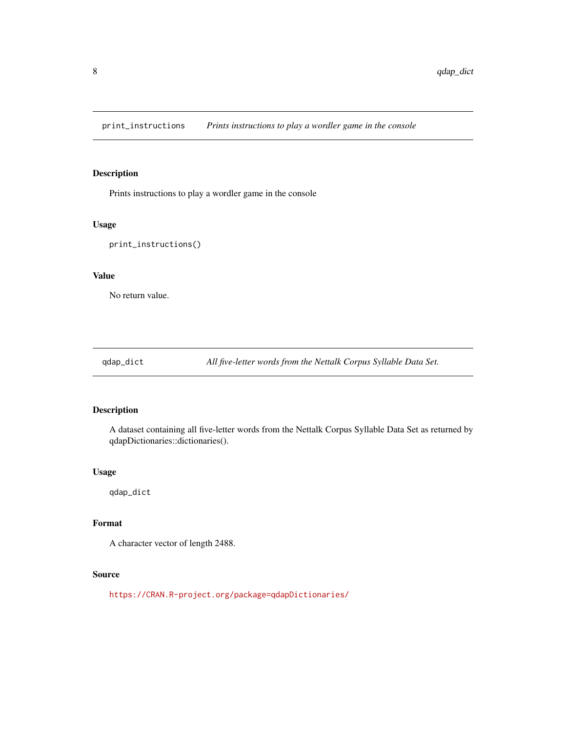## print_instructions — *Prints instructions to play a wordler game in the console*

### Description

Prints instructions to play a wordler game in the console

### Usage

```
print_instructions()
```

### Value

No return value.

## qdap_dict — *All five-letter words from the Nettalk Corpus Syllable Data Set.*

### Description

A dataset containing all five-letter words from the Nettalk Corpus Syllable Data Set as returned by qdapDictionaries::dictionaries().

### Usage

```
qdap_dict
```

### Format

A character vector of length 2488.

### Source

https://CRAN.R-project.org/package=qdapDictionaries/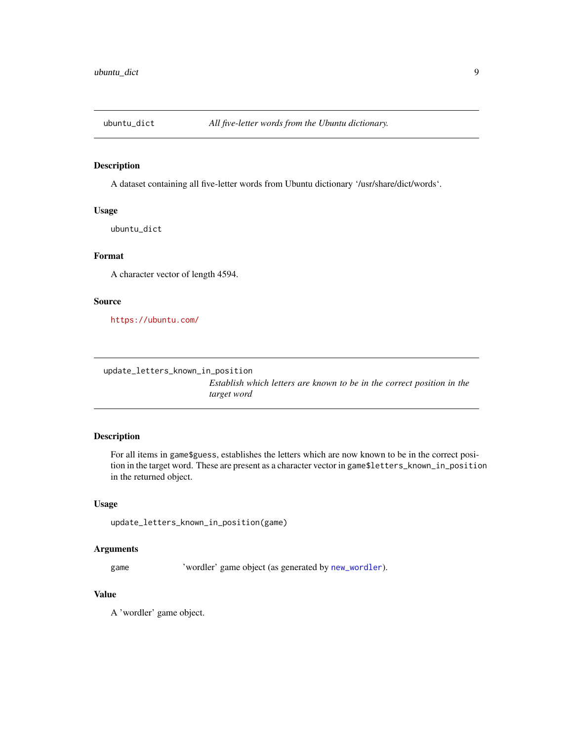## ubuntu_dict — *All five-letter words from the Ubuntu dictionary.*

### Description

A dataset containing all five-letter words from Ubuntu dictionary '/usr/share/dict/words'.

### Usage

```
ubuntu_dict
```

### Format

A character vector of length 4594.

### Source

https://ubuntu.com/

## update_letters_known_in_position — *Establish which letters are known to be in the correct position in the target word*

### Description

For all items in `game$guess`, establishes the letters which are now known to be in the correct position in the target word. These are present as a character vector in `game$letters_known_in_position` in the returned object.

### Usage

```
update_letters_known_in_position(game)
```

### Arguments

| | |
|---|---|
| game | 'wordler' game object (as generated by `new_wordler`). |

### Value

A 'wordler' game object.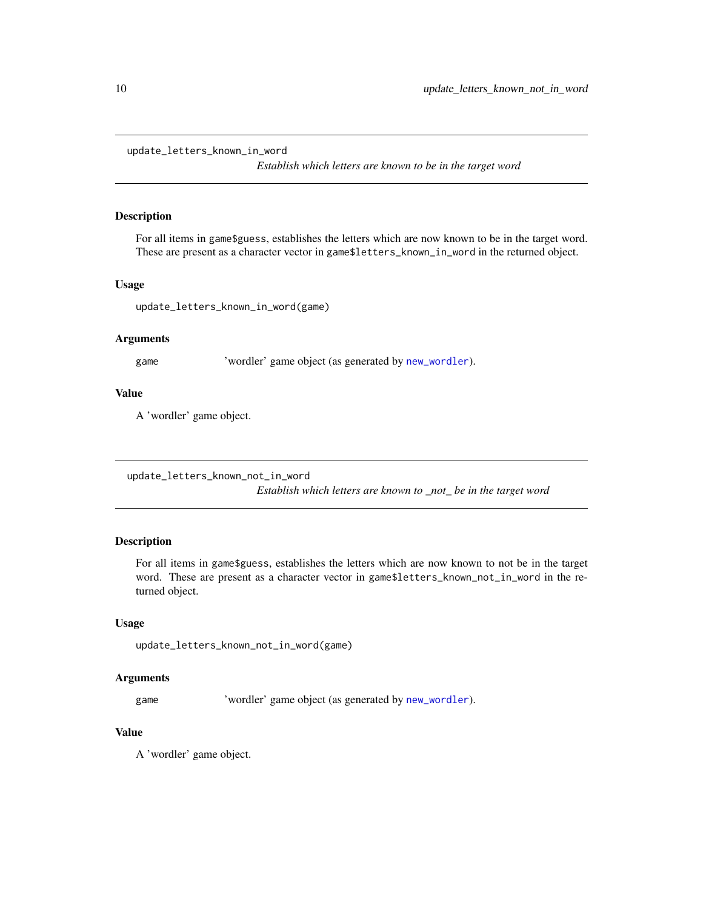## update_letters_known_in_word

*Establish which letters are known to be in the target word*

### Description

For all items in `game$guess`, establishes the letters which are now known to be in the target word. These are present as a character vector in `game$letters_known_in_word` in the returned object.

### Usage

```
update_letters_known_in_word(game)
```

### Arguments

| | |
|---|---|
| `game` | 'wordler' game object (as generated by `new_wordler`). |

### Value

A 'wordler' game object.

## update_letters_known_not_in_word

*Establish which letters are known to _not_ be in the target word*

### Description

For all items in `game$guess`, establishes the letters which are now known to not be in the target word. These are present as a character vector in `game$letters_known_not_in_word` in the returned object.

### Usage

```
update_letters_known_not_in_word(game)
```

### Arguments

| | |
|---|---|
| `game` | 'wordler' game object (as generated by `new_wordler`). |

### Value

A 'wordler' game object.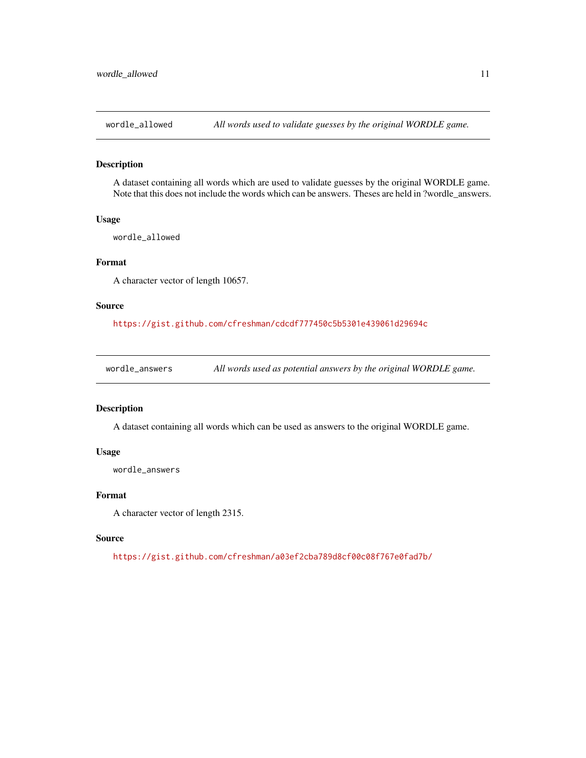## wordle_allowed — *All words used to validate guesses by the original WORDLE game.*

### Description

A dataset containing all words which are used to validate guesses by the original WORDLE game. Note that this does not include the words which can be answers. Theses are held in ?wordle_answers.

### Usage

```
wordle_allowed
```

### Format

A character vector of length 10657.

### Source

https://gist.github.com/cfreshman/cdcdf777450c5b5301e439061d29694c

## wordle_answers — *All words used as potential answers by the original WORDLE game.*

### Description

A dataset containing all words which can be used as answers to the original WORDLE game.

### Usage

```
wordle_answers
```

### Format

A character vector of length 2315.

### Source

https://gist.github.com/cfreshman/a03ef2cba789d8cf00c08f767e0fad7b/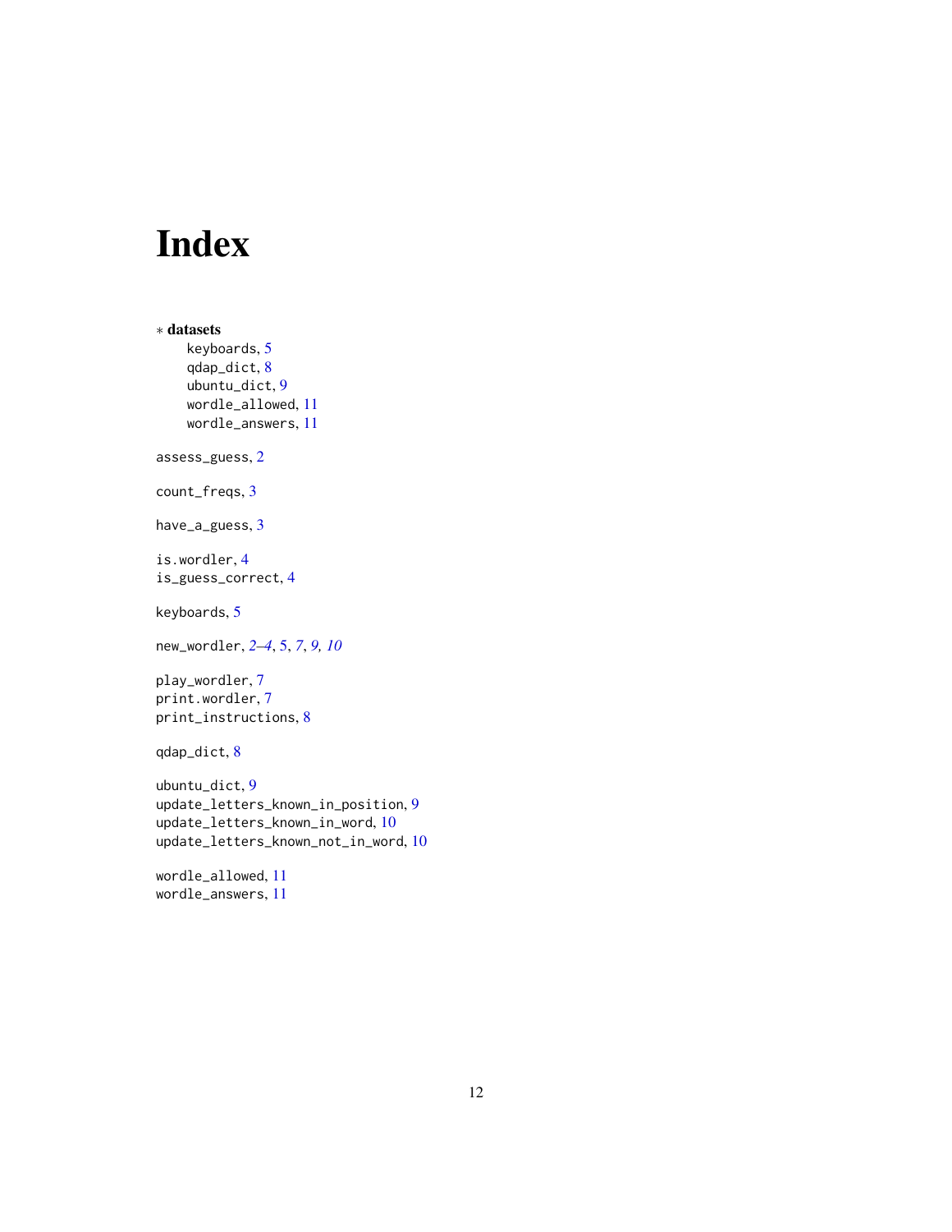# Index

∗ **datasets**
- keyboards, 5
- qdap_dict, 8
- ubuntu_dict, 9
- wordle_allowed, 11
- wordle_answers, 11

assess_guess, 2

count_freqs, 3

have_a_guess, 3

is.wordler, 4
is_guess_correct, 4

keyboards, 5

new_wordler, *2–4*, 5, *7*, *9*, *10*

play_wordler, 7
print.wordler, 7
print_instructions, 8

qdap_dict, 8

ubuntu_dict, 9
update_letters_known_in_position, 9
update_letters_known_in_word, 10
update_letters_known_not_in_word, 10

wordle_allowed, 11
wordle_answers, 11